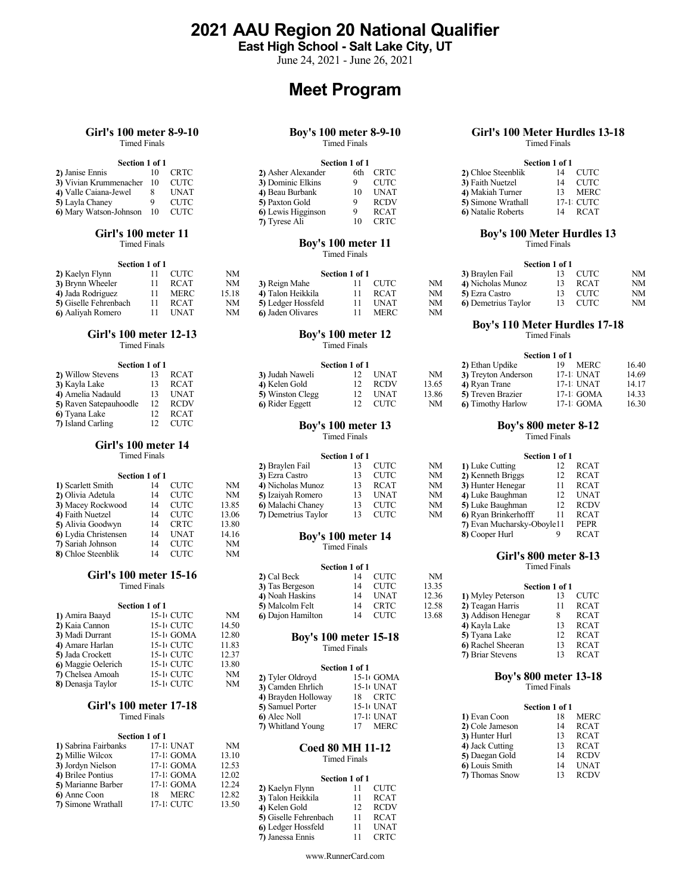# 2021 AAU Region 20 National Qualifier

**East High School - Salt Lake City, UT**

June 24, 2021 - June 26, 2021

## Meet Program

### Girl's 100 meter 8-9-10

Timed Finals

**Section 1 of 1**

| Lane | Name | Age | Team | Seed |
|---|---|---|---|---|
| 2) | Janise Ennis | 10 | CRTC | |
| 3) | Vivian Krummenacher | 10 | CUTC | |
| 4) | Valle Caiana-Jewel | 8 | UNAT | |
| 5) | Layla Chaney | 9 | CUTC | |
| 6) | Mary Watson-Johnson | 10 | CUTC | |

### Girl's 100 meter 11

Timed Finals

**Section 1 of 1**

| Lane | Name | Age | Team | Seed |
|---|---|---|---|---|
| 2) | Kaelyn Flynn | 11 | CUTC | NM |
| 3) | Brynn Wheeler | 11 | RCAT | NM |
| 4) | Jada Rodriguez | 11 | MERC | 15.18 |
| 5) | Giselle Fehrenbach | 11 | RCAT | NM |
| 6) | Aaliyah Romero | 11 | UNAT | NM |

### Girl's 100 meter 12-13

Timed Finals

**Section 1 of 1**

| Lane | Name | Age | Team | Seed |
|---|---|---|---|---|
| 2) | Willow Stevens | 13 | RCAT | |
| 3) | Kayla Lake | 13 | RCAT | |
| 4) | Amelia Nadauld | 13 | UNAT | |
| 5) | Raven Satepauhoodle | 12 | RCDV | |
| 6) | Tyana Lake | 12 | RCAT | |
| 7) | Island Carling | 12 | CUTC | |

### Girl's 100 meter 14

Timed Finals

**Section 1 of 1**

| Lane | Name | Age | Team | Seed |
|---|---|---|---|---|
| 1) | Scarlett Smith | 14 | CUTC | NM |
| 2) | Olivia Adetula | 14 | CUTC | NM |
| 3) | Macey Rockwood | 14 | CUTC | 13.85 |
| 4) | Faith Nuetzel | 14 | CUTC | 13.06 |
| 5) | Alivia Goodwyn | 14 | CRTC | 13.80 |
| 6) | Lydia Christensen | 14 | UNAT | 14.16 |
| 7) | Sariah Johnson | 14 | CUTC | NM |
| 8) | Chloe Steenblik | 14 | CUTC | NM |

### Girl's 100 meter 15-16

Timed Finals

**Section 1 of 1**

| Lane | Name | Age | Team | Seed |
|---|---|---|---|---|
| 1) | Amira Baayd | 15-16 | CUTC | NM |
| 2) | Kaia Cannon | 15-16 | CUTC | 14.50 |
| 3) | Madi Durrant | 15-16 | GOMA | 12.80 |
| 4) | Amare Harlan | 15-16 | CUTC | 11.83 |
| 5) | Jada Crockett | 15-16 | CUTC | 12.37 |
| 6) | Maggie Oelerich | 15-16 | CUTC | 13.80 |
| 7) | Chelsea Amoah | 15-16 | CUTC | NM |
| 8) | Denasja Taylor | 15-16 | CUTC | NM |

### Girl's 100 meter 17-18

Timed Finals

**Section 1 of 1**

| Lane | Name | Age | Team | Seed |
|---|---|---|---|---|
| 1) | Sabrina Fairbanks | 17-18 | UNAT | NM |
| 2) | Millie Wilcox | 17-18 | GOMA | 13.10 |
| 3) | Jordyn Nielson | 17-18 | GOMA | 12.53 |
| 4) | Brilee Pontius | 17-18 | GOMA | 12.02 |
| 5) | Marianne Barber | 17-18 | GOMA | 12.24 |
| 6) | Anne Coon | 18 | MERC | 12.82 |
| 7) | Simone Wrathall | 17-18 | CUTC | 13.50 |

### Boy's 100 meter 8-9-10

Timed Finals

**Section 1 of 1**

| Lane | Name | Age | Team | Seed |
|---|---|---|---|---|
| 2) | Asher Alexander | 6th | CRTC | |
| 3) | Dominic Elkins | 9 | CUTC | |
| 4) | Beau Burbank | 10 | UNAT | |
| 5) | Paxton Gold | 9 | RCDV | |
| 6) | Lewis Higginson | 9 | RCAT | |
| 7) | Tyrese Ali | 10 | CRTC | |

### Boy's 100 meter 11

Timed Finals

**Section 1 of 1**

| Lane | Name | Age | Team | Seed |
|---|---|---|---|---|
| 3) | Reign Mahe | 11 | CUTC | NM |
| 4) | Talon Heikkila | 11 | RCAT | NM |
| 5) | Ledger Hossfeld | 11 | UNAT | NM |
| 6) | Jaden Olivares | 11 | MERC | NM |

### Boy's 100 meter 12

Timed Finals

**Section 1 of 1**

| Lane | Name | Age | Team | Seed |
|---|---|---|---|---|
| 3) | Judah Naweli | 12 | UNAT | NM |
| 4) | Kelen Gold | 12 | RCDV | 13.65 |
| 5) | Winston Clegg | 12 | UNAT | 13.86 |
| 6) | Rider Eggett | 12 | CUTC | NM |

### Boy's 100 meter 13

Timed Finals

**Section 1 of 1**

| Lane | Name | Age | Team | Seed |
|---|---|---|---|---|
| 2) | Braylen Fail | 13 | CUTC | NM |
| 3) | Ezra Castro | 13 | CUTC | NM |
| 4) | Nicholas Munoz | 13 | RCAT | NM |
| 5) | Izaiyah Romero | 13 | UNAT | NM |
| 6) | Malachi Chaney | 13 | CUTC | NM |
| 7) | Demetrius Taylor | 13 | CUTC | NM |

### Boy's 100 meter 14

Timed Finals

**Section 1 of 1**

| Lane | Name | Age | Team | Seed |
|---|---|---|---|---|
| 2) | Cal Beck | 14 | CUTC | NM |
| 3) | Tas Bergeson | 14 | CUTC | 13.35 |
| 4) | Noah Haskins | 14 | UNAT | 12.36 |
| 5) | Malcolm Felt | 14 | CRTC | 12.58 |
| 6) | Dajon Hamilton | 14 | CUTC | 13.68 |

### Boy's 100 meter 15-18

Timed Finals

**Section 1 of 1**

| Lane | Name | Age | Team | Seed |
|---|---|---|---|---|
| 2) | Tyler Oldroyd | 15-16 | GOMA | |
| 3) | Camden Ehrlich | 15-16 | UNAT | |
| 4) | Brayden Holloway | 18 | CRTC | |
| 5) | Samuel Porter | 15-16 | UNAT | |
| 6) | Alec Noll | 17-18 | UNAT | |
| 7) | Whitland Young | 17 | MERC | |

### Coed 80 MH 11-12

Timed Finals

**Section 1 of 1**

| Lane | Name | Age | Team | Seed |
|---|---|---|---|---|
| 2) | Kaelyn Flynn | 11 | CUTC | |
| 3) | Talon Heikkila | 11 | RCAT | |
| 4) | Kelen Gold | 12 | RCDV | |
| 5) | Giselle Fehrenbach | 11 | RCAT | |
| 6) | Ledger Hossfeld | 11 | UNAT | |
| 7) | Janessa Ennis | 11 | CRTC | |

### Girl's 100 Meter Hurdles 13-18

Timed Finals

**Section 1 of 1**

| Lane | Name | Age | Team | Seed |
|---|---|---|---|---|
| 2) | Chloe Steenblik | 14 | CUTC | |
| 3) | Faith Nuetzel | 14 | CUTC | |
| 4) | Makiah Turner | 13 | MERC | |
| 5) | Simone Wrathall | 17-18 | CUTC | |
| 6) | Natalie Roberts | 14 | RCAT | |

### Boy's 100 Meter Hurdles 13

Timed Finals

**Section 1 of 1**

| Lane | Name | Age | Team | Seed |
|---|---|---|---|---|
| 3) | Braylen Fail | 13 | CUTC | NM |
| 4) | Nicholas Munoz | 13 | RCAT | NM |
| 5) | Ezra Castro | 13 | CUTC | NM |
| 6) | Demetrius Taylor | 13 | CUTC | NM |

### Boy's 110 Meter Hurdles 17-18

Timed Finals

**Section 1 of 1**

| Lane | Name | Age | Team | Seed |
|---|---|---|---|---|
| 2) | Ethan Updike | 19 | MERC | 16.40 |
| 3) | Treyton Anderson | 17-18 | UNAT | 14.69 |
| 4) | Ryan Trane | 17-18 | UNAT | 14.17 |
| 5) | Treven Brazier | 17-18 | GOMA | 14.33 |
| 6) | Timothy Harlow | 17-18 | GOMA | 16.30 |

### Boy's 800 meter 8-12

Timed Finals

**Section 1 of 1**

| Pos | Name | Age | Team |
|---|---|---|---|
| 1) | Luke Cutting | 12 | RCAT |
| 2) | Kenneth Briggs | 12 | RCAT |
| 3) | Hunter Henegar | 11 | RCAT |
| 4) | Luke Baughman | 12 | UNAT |
| 5) | Luke Baughman | 12 | RCDV |
| 6) | Ryan Brinkerhofff | 11 | RCAT |
| 7) | Evan Mucharsky-Oboyle | 11 | PEPR |
| 8) | Cooper Hurl | 9 | RCAT |

### Girl's 800 meter 8-13

Timed Finals

**Section 1 of 1**

| Pos | Name | Age | Team |
|---|---|---|---|
| 1) | Myley Peterson | 13 | CUTC |
| 2) | Teagan Harris | 11 | RCAT |
| 3) | Addison Henegar | 8 | RCAT |
| 4) | Kayla Lake | 13 | RCAT |
| 5) | Tyana Lake | 12 | RCAT |
| 6) | Rachel Sheeran | 13 | RCAT |
| 7) | Briar Stevens | 13 | RCAT |

### Boy's 800 meter 13-18

Timed Finals

**Section 1 of 1**

| Pos | Name | Age | Team |
|---|---|---|---|
| 1) | Evan Coon | 18 | MERC |
| 2) | Cole Jameson | 14 | RCAT |
| 3) | Hunter Hurl | 13 | RCAT |
| 4) | Jack Cutting | 13 | RCAT |
| 5) | Daegan Gold | 14 | RCDV |
| 6) | Louis Smith | 14 | UNAT |
| 7) | Thomas Snow | 13 | RCDV |

www.RunnerCard.com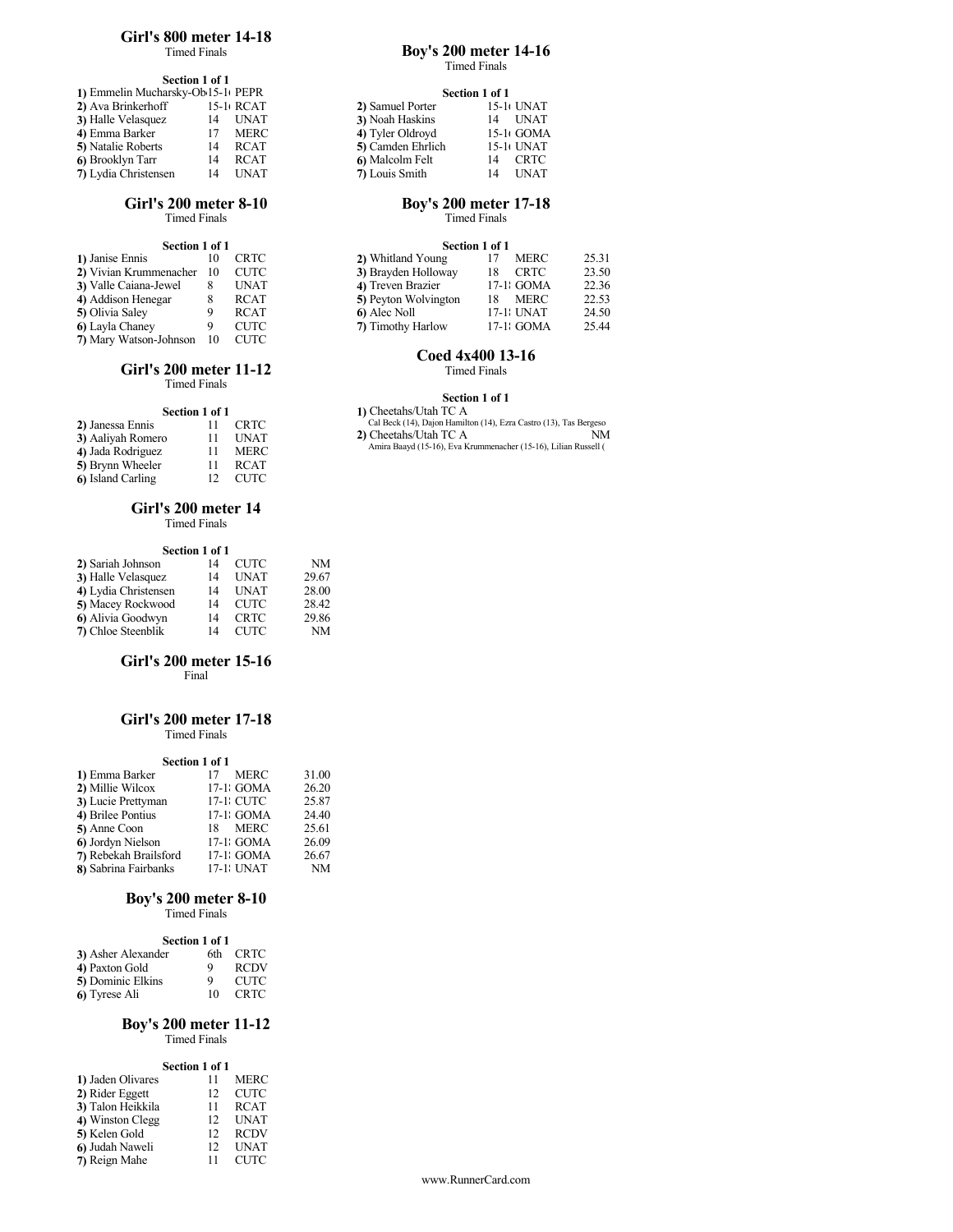## Girl's 800 meter 14-18

Timed Finals

**Section 1 of 1**

| | | | |
|---|---|---|---|
| 1) Emmelin Mucharsky-Ob | 15-16 | PEPR | |
| 2) Ava Brinkerhoff | 15-16 | RCAT | |
| 3) Halle Velasquez | 14 | UNAT | |
| 4) Emma Barker | 17 | MERC | |
| 5) Natalie Roberts | 14 | RCAT | |
| 6) Brooklyn Tarr | 14 | RCAT | |
| 7) Lydia Christensen | 14 | UNAT | |

## Girl's 200 meter 8-10

Timed Finals

**Section 1 of 1**

| | | | |
|---|---|---|---|
| 1) Janise Ennis | 10 | CRTC | |
| 2) Vivian Krummenacher | 10 | CUTC | |
| 3) Valle Caiana-Jewel | 8 | UNAT | |
| 4) Addison Henegar | 8 | RCAT | |
| 5) Olivia Saley | 9 | RCAT | |
| 6) Layla Chaney | 9 | CUTC | |
| 7) Mary Watson-Johnson | 10 | CUTC | |

## Girl's 200 meter 11-12

Timed Finals

**Section 1 of 1**

| | | | |
|---|---|---|---|
| 2) Janessa Ennis | 11 | CRTC | |
| 3) Aaliyah Romero | 11 | UNAT | |
| 4) Jada Rodriguez | 11 | MERC | |
| 5) Brynn Wheeler | 11 | RCAT | |
| 6) Island Carling | 12 | CUTC | |

## Girl's 200 meter 14

Timed Finals

**Section 1 of 1**

| | | | |
|---|---|---|---|
| 2) Sariah Johnson | 14 | CUTC | NM |
| 3) Halle Velasquez | 14 | UNAT | 29.67 |
| 4) Lydia Christensen | 14 | UNAT | 28.00 |
| 5) Macey Rockwood | 14 | CUTC | 28.42 |
| 6) Alivia Goodwyn | 14 | CRTC | 29.86 |
| 7) Chloe Steenblik | 14 | CUTC | NM |

## Girl's 200 meter 15-16

Final

## Girl's 200 meter 17-18

Timed Finals

**Section 1 of 1**

| | | | |
|---|---|---|---|
| 1) Emma Barker | 17 | MERC | 31.00 |
| 2) Millie Wilcox | 17-18 | GOMA | 26.20 |
| 3) Lucie Prettyman | 17-18 | CUTC | 25.87 |
| 4) Brilee Pontius | 17-18 | GOMA | 24.40 |
| 5) Anne Coon | 18 | MERC | 25.61 |
| 6) Jordyn Nielson | 17-18 | GOMA | 26.09 |
| 7) Rebekah Brailsford | 17-18 | GOMA | 26.67 |
| 8) Sabrina Fairbanks | 17-18 | UNAT | NM |

## Boy's 200 meter 8-10

Timed Finals

**Section 1 of 1**

| | | | |
|---|---|---|---|
| 3) Asher Alexander | 6th | CRTC | |
| 4) Paxton Gold | 9 | RCDV | |
| 5) Dominic Elkins | 9 | CUTC | |
| 6) Tyrese Ali | 10 | CRTC | |

## Boy's 200 meter 11-12

Timed Finals

**Section 1 of 1**

| | | | |
|---|---|---|---|
| 1) Jaden Olivares | 11 | MERC | |
| 2) Rider Eggett | 12 | CUTC | |
| 3) Talon Heikkila | 11 | RCAT | |
| 4) Winston Clegg | 12 | UNAT | |
| 5) Kelen Gold | 12 | RCDV | |
| 6) Judah Naweli | 12 | UNAT | |
| 7) Reign Mahe | 11 | CUTC | |

## Boy's 200 meter 14-16

Timed Finals

**Section 1 of 1**

| | | | |
|---|---|---|---|
| 2) Samuel Porter | 15-16 | UNAT | |
| 3) Noah Haskins | 14 | UNAT | |
| 4) Tyler Oldroyd | 15-16 | GOMA | |
| 5) Camden Ehrlich | 15-16 | UNAT | |
| 6) Malcolm Felt | 14 | CRTC | |
| 7) Louis Smith | 14 | UNAT | |

## Boy's 200 meter 17-18

Timed Finals

**Section 1 of 1**

| | | | |
|---|---|---|---|
| 2) Whitland Young | 17 | MERC | 25.31 |
| 3) Brayden Holloway | 18 | CRTC | 23.50 |
| 4) Treven Brazier | 17-18 | GOMA | 22.36 |
| 5) Peyton Wolvington | 18 | MERC | 22.53 |
| 6) Alec Noll | 17-18 | UNAT | 24.50 |
| 7) Timothy Harlow | 17-18 | GOMA | 25.44 |

## Coed 4x400 13-16

Timed Finals

**Section 1 of 1**

1) Cheetahs/Utah TC A
Cal Beck (14), Dajon Hamilton (14), Ezra Castro (13), Tas Bergeso

2) Cheetahs/Utah TC A — NM
Amira Baayd (15-16), Eva Krummenacher (15-16), Lilian Russell (

www.RunnerCard.com